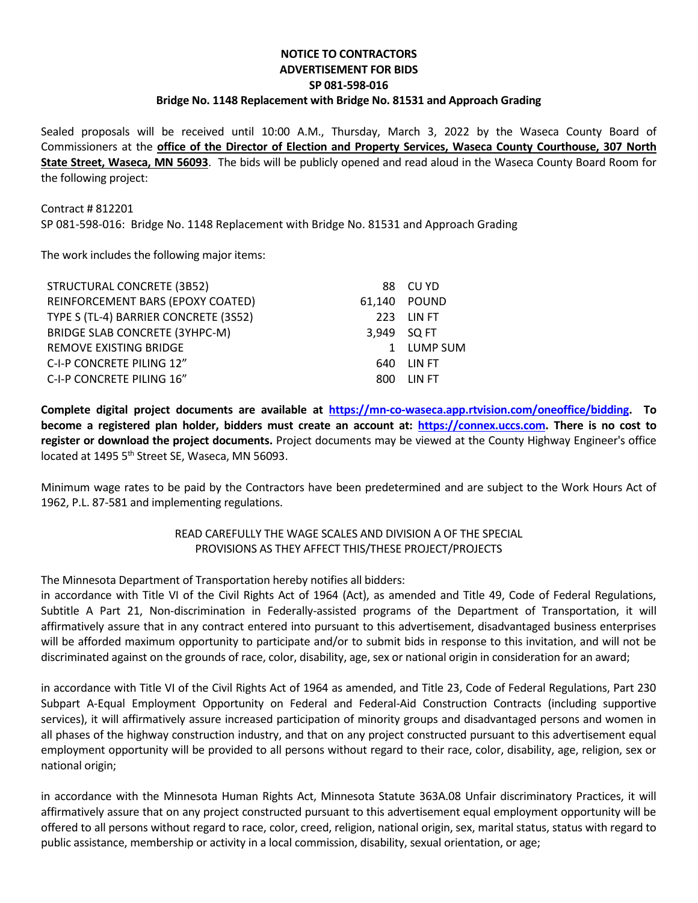**NOTICE TO CONTRACTORS**
**ADVERTISEMENT FOR BIDS**
**SP 081-598-016**
**Bridge No. 1148 Replacement with Bridge No. 81531 and Approach Grading**

Sealed proposals will be received until 10:00 A.M., Thursday, March 3, 2022 by the Waseca County Board of Commissioners at the **office of the Director of Election and Property Services, Waseca County Courthouse, 307 North State Street, Waseca, MN 56093**. The bids will be publicly opened and read aloud in the Waseca County Board Room for the following project:

Contract # 812201
SP 081-598-016: Bridge No. 1148 Replacement with Bridge No. 81531 and Approach Grading

The work includes the following major items:

| | | |
|---|---|---|
| STRUCTURAL CONCRETE (3B52) | 88 | CU YD |
| REINFORCEMENT BARS (EPOXY COATED) | 61,140 | POUND |
| TYPE S (TL-4) BARRIER CONCRETE (3S52) | 223 | LIN FT |
| BRIDGE SLAB CONCRETE (3YHPC-M) | 3,949 | SQ FT |
| REMOVE EXISTING BRIDGE | 1 | LUMP SUM |
| C-I-P CONCRETE PILING 12" | 640 | LIN FT |
| C-I-P CONCRETE PILING 16" | 800 | LIN FT |

**Complete digital project documents are available at https://mn-co-waseca.app.rtvision.com/oneoffice/bidding. To become a registered plan holder, bidders must create an account at: https://connex.uccs.com. There is no cost to register or download the project documents.** Project documents may be viewed at the County Highway Engineer's office located at 1495 5th Street SE, Waseca, MN 56093.

Minimum wage rates to be paid by the Contractors have been predetermined and are subject to the Work Hours Act of 1962, P.L. 87-581 and implementing regulations.

READ CAREFULLY THE WAGE SCALES AND DIVISION A OF THE SPECIAL PROVISIONS AS THEY AFFECT THIS/THESE PROJECT/PROJECTS

The Minnesota Department of Transportation hereby notifies all bidders:
in accordance with Title VI of the Civil Rights Act of 1964 (Act), as amended and Title 49, Code of Federal Regulations, Subtitle A Part 21, Non-discrimination in Federally-assisted programs of the Department of Transportation, it will affirmatively assure that in any contract entered into pursuant to this advertisement, disadvantaged business enterprises will be afforded maximum opportunity to participate and/or to submit bids in response to this invitation, and will not be discriminated against on the grounds of race, color, disability, age, sex or national origin in consideration for an award;

in accordance with Title VI of the Civil Rights Act of 1964 as amended, and Title 23, Code of Federal Regulations, Part 230 Subpart A-Equal Employment Opportunity on Federal and Federal-Aid Construction Contracts (including supportive services), it will affirmatively assure increased participation of minority groups and disadvantaged persons and women in all phases of the highway construction industry, and that on any project constructed pursuant to this advertisement equal employment opportunity will be provided to all persons without regard to their race, color, disability, age, religion, sex or national origin;

in accordance with the Minnesota Human Rights Act, Minnesota Statute 363A.08 Unfair discriminatory Practices, it will affirmatively assure that on any project constructed pursuant to this advertisement equal employment opportunity will be offered to all persons without regard to race, color, creed, religion, national origin, sex, marital status, status with regard to public assistance, membership or activity in a local commission, disability, sexual orientation, or age;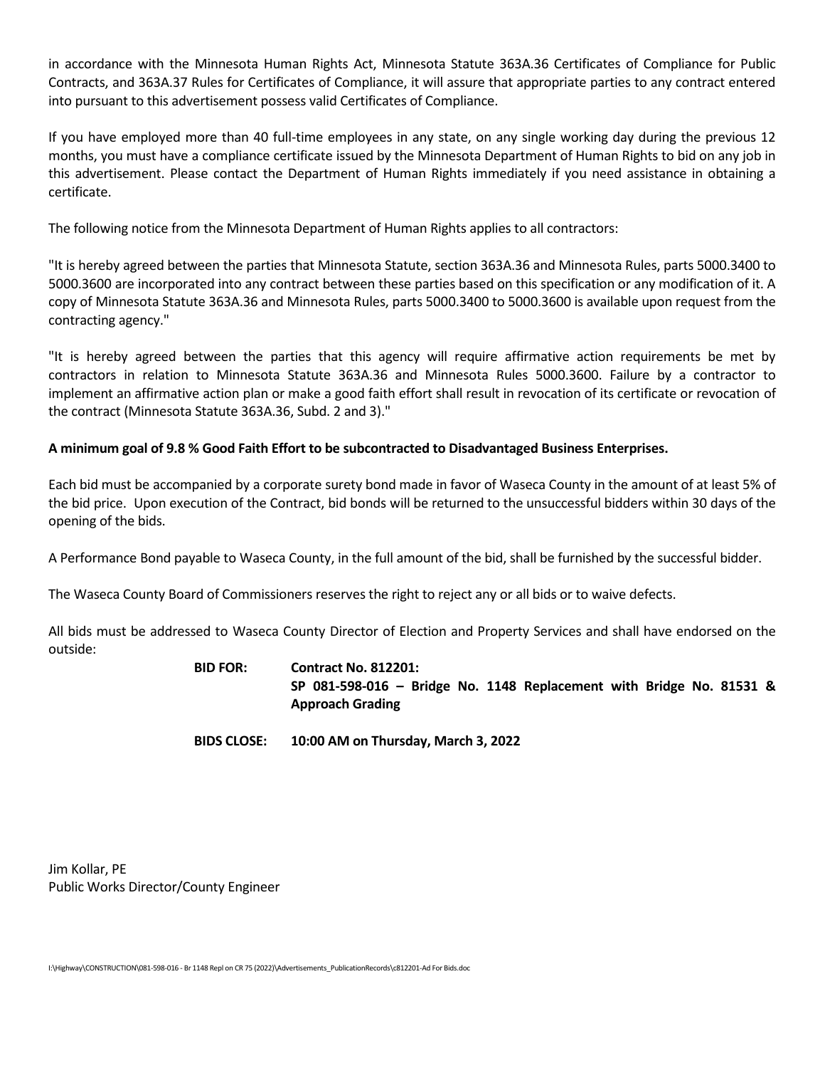in accordance with the Minnesota Human Rights Act, Minnesota Statute 363A.36 Certificates of Compliance for Public Contracts, and 363A.37 Rules for Certificates of Compliance, it will assure that appropriate parties to any contract entered into pursuant to this advertisement possess valid Certificates of Compliance.

If you have employed more than 40 full-time employees in any state, on any single working day during the previous 12 months, you must have a compliance certificate issued by the Minnesota Department of Human Rights to bid on any job in this advertisement. Please contact the Department of Human Rights immediately if you need assistance in obtaining a certificate.

The following notice from the Minnesota Department of Human Rights applies to all contractors:

"It is hereby agreed between the parties that Minnesota Statute, section 363A.36 and Minnesota Rules, parts 5000.3400 to 5000.3600 are incorporated into any contract between these parties based on this specification or any modification of it. A copy of Minnesota Statute 363A.36 and Minnesota Rules, parts 5000.3400 to 5000.3600 is available upon request from the contracting agency."

"It is hereby agreed between the parties that this agency will require affirmative action requirements be met by contractors in relation to Minnesota Statute 363A.36 and Minnesota Rules 5000.3600. Failure by a contractor to implement an affirmative action plan or make a good faith effort shall result in revocation of its certificate or revocation of the contract (Minnesota Statute 363A.36, Subd. 2 and 3)."

**A minimum goal of 9.8 % Good Faith Effort to be subcontracted to Disadvantaged Business Enterprises.**

Each bid must be accompanied by a corporate surety bond made in favor of Waseca County in the amount of at least 5% of the bid price. Upon execution of the Contract, bid bonds will be returned to the unsuccessful bidders within 30 days of the opening of the bids.

A Performance Bond payable to Waseca County, in the full amount of the bid, shall be furnished by the successful bidder.

The Waseca County Board of Commissioners reserves the right to reject any or all bids or to waive defects.

All bids must be addressed to Waseca County Director of Election and Property Services and shall have endorsed on the outside:

**BID FOR:** **Contract No. 812201:**
**SP 081-598-016 – Bridge No. 1148 Replacement with Bridge No. 81531 & Approach Grading**

**BIDS CLOSE:** **10:00 AM on Thursday, March 3, 2022**

Jim Kollar, PE
Public Works Director/County Engineer

I:\Highway\CONSTRUCTION\081-598-016 - Br 1148 Repl on CR 75 (2022)\Advertisements_PublicationRecords\c812201-Ad For Bids.doc